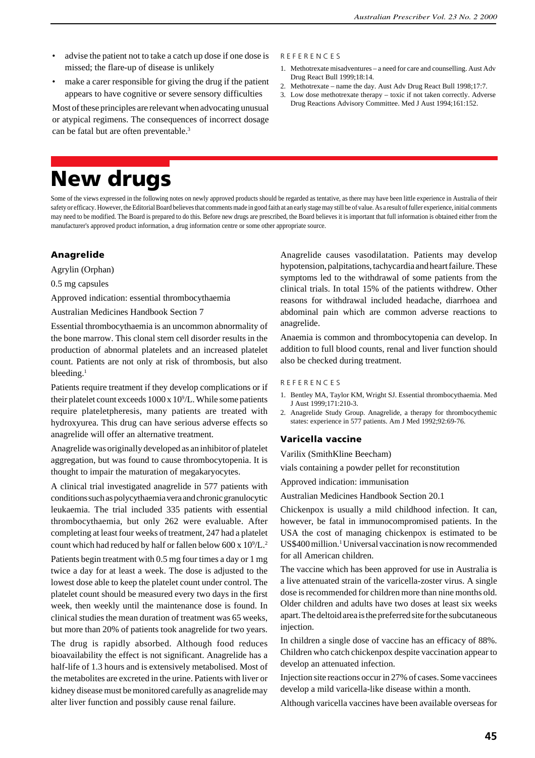- advise the patient not to take a catch up dose if one dose is missed; the flare-up of disease is unlikely
- make a carer responsible for giving the drug if the patient appears to have cognitive or severe sensory difficulties

Most of these principles are relevant when advocating unusual or atypical regimens. The consequences of incorrect dosage can be fatal but are often preventable.[3]

REFERENCES

1. Methotrexate misadventures – a need for care and counselling. Aust Adv Drug React Bull 1999;18:14.
2. Methotrexate – name the day. Aust Adv Drug React Bull 1998;17:7.
3. Low dose methotrexate therapy – toxic if not taken correctly. Adverse Drug Reactions Advisory Committee. Med J Aust 1994;161:152.

# New drugs

Some of the views expressed in the following notes on newly approved products should be regarded as tentative, as there may have been little experience in Australia of their safety or efficacy. However, the Editorial Board believes that comments made in good faith at an early stage may still be of value. As a result of fuller experience, initial comments may need to be modified. The Board is prepared to do this. Before new drugs are prescribed, the Board believes it is important that full information is obtained either from the manufacturer's approved product information, a drug information centre or some other appropriate source.

## Anagrelide

Agrylin (Orphan)

0.5 mg capsules

Approved indication: essential thrombocythaemia

Australian Medicines Handbook Section 7

Essential thrombocythaemia is an uncommon abnormality of the bone marrow. This clonal stem cell disorder results in the production of abnormal platelets and an increased platelet count. Patients are not only at risk of thrombosis, but also bleeding.[1]

Patients require treatment if they develop complications or if their platelet count exceeds $1000 \times 10^9$/L. While some patients require plateletpheresis, many patients are treated with hydroxyurea. This drug can have serious adverse effects so anagrelide will offer an alternative treatment.

Anagrelide was originally developed as an inhibitor of platelet aggregation, but was found to cause thrombocytopenia. It is thought to impair the maturation of megakaryocytes.

A clinical trial investigated anagrelide in 577 patients with conditions such as polycythaemia vera and chronic granulocytic leukaemia. The trial included 335 patients with essential thrombocythaemia, but only 262 were evaluable. After completing at least four weeks of treatment, 247 had a platelet count which had reduced by half or fallen below $600 \times 10^9$/L.[2]

Patients begin treatment with 0.5 mg four times a day or 1 mg twice a day for at least a week. The dose is adjusted to the lowest dose able to keep the platelet count under control. The platelet count should be measured every two days in the first week, then weekly until the maintenance dose is found. In clinical studies the mean duration of treatment was 65 weeks, but more than 20% of patients took anagrelide for two years.

The drug is rapidly absorbed. Although food reduces bioavailability the effect is not significant. Anagrelide has a half-life of 1.3 hours and is extensively metabolised. Most of the metabolites are excreted in the urine. Patients with liver or kidney disease must be monitored carefully as anagrelide may alter liver function and possibly cause renal failure.

Anagrelide causes vasodilatation. Patients may develop hypotension, palpitations, tachycardia and heart failure. These symptoms led to the withdrawal of some patients from the clinical trials. In total 15% of the patients withdrew. Other reasons for withdrawal included headache, diarrhoea and abdominal pain which are common adverse reactions to anagrelide.

Anaemia is common and thrombocytopenia can develop. In addition to full blood counts, renal and liver function should also be checked during treatment.

REFERENCES

1. Bentley MA, Taylor KM, Wright SJ. Essential thrombocythaemia. Med J Aust 1999;171:210-3.
2. Anagrelide Study Group. Anagrelide, a therapy for thrombocythemic states: experience in 577 patients. Am J Med 1992;92:69-76.

## Varicella vaccine

Varilix (SmithKline Beecham)

vials containing a powder pellet for reconstitution

Approved indication: immunisation

Australian Medicines Handbook Section 20.1

Chickenpox is usually a mild childhood infection. It can, however, be fatal in immunocompromised patients. In the USA the cost of managing chickenpox is estimated to be US$400 million.[1] Universal vaccination is now recommended for all American children.

The vaccine which has been approved for use in Australia is a live attenuated strain of the varicella-zoster virus. A single dose is recommended for children more than nine months old. Older children and adults have two doses at least six weeks apart. The deltoid area is the preferred site for the subcutaneous injection.

In children a single dose of vaccine has an efficacy of 88%. Children who catch chickenpox despite vaccination appear to develop an attenuated infection.

Injection site reactions occur in 27% of cases. Some vaccinees develop a mild varicella-like disease within a month.

Although varicella vaccines have been available overseas for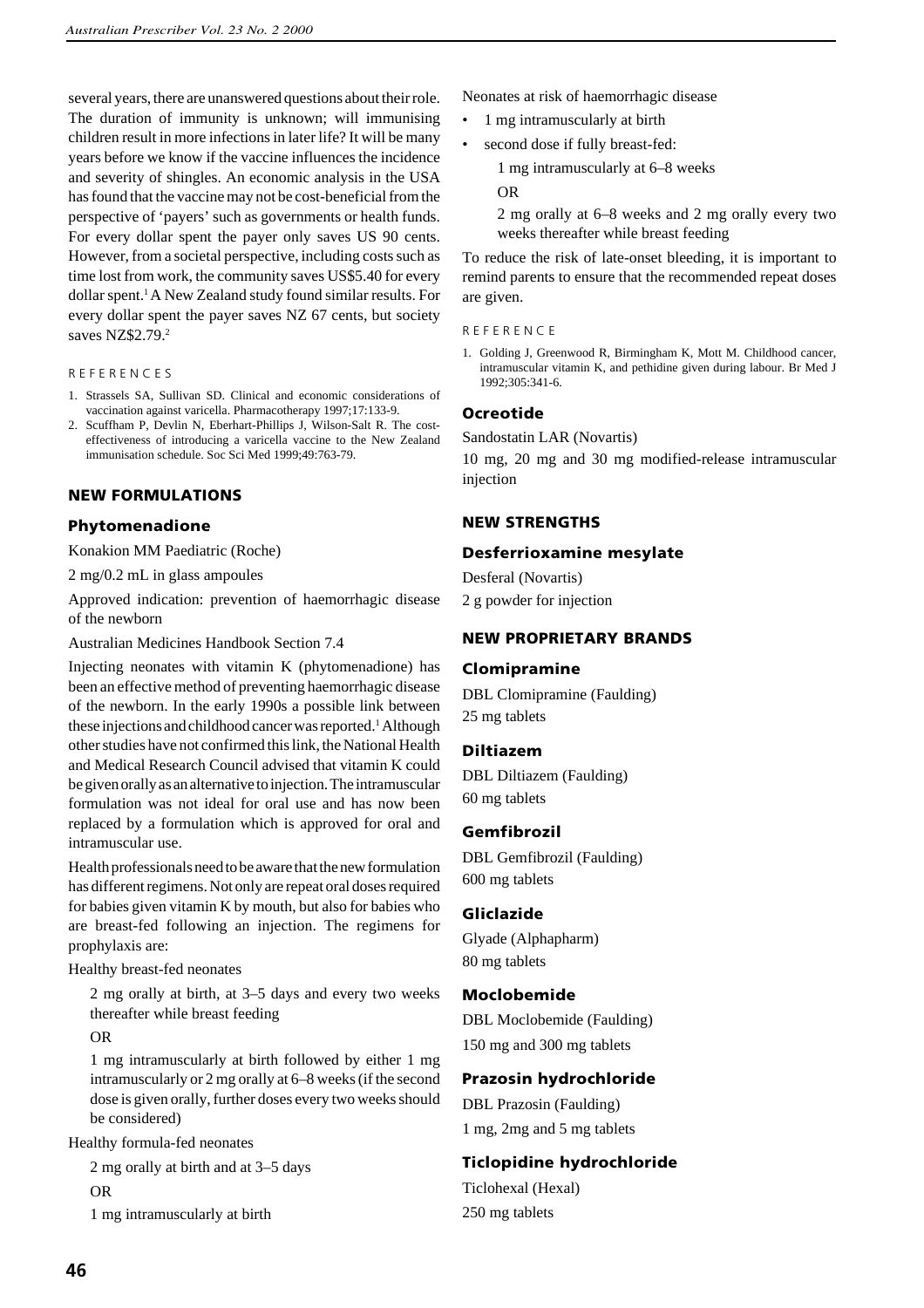several years, there are unanswered questions about their role. The duration of immunity is unknown; will immunising children result in more infections in later life? It will be many years before we know if the vaccine influences the incidence and severity of shingles. An economic analysis in the USA has found that the vaccine may not be cost-beneficial from the perspective of 'payers' such as governments or health funds. For every dollar spent the payer only saves US 90 cents. However, from a societal perspective, including costs such as time lost from work, the community saves US$5.40 for every dollar spent.[1] A New Zealand study found similar results. For every dollar spent the payer saves NZ 67 cents, but society saves NZ$2.79.[2]

REFERENCES

1. Strassels SA, Sullivan SD. Clinical and economic considerations of vaccination against varicella. Pharmacotherapy 1997;17:133-9.
2. Scuffham P, Devlin N, Eberhart-Phillips J, Wilson-Salt R. The cost-effectiveness of introducing a varicella vaccine to the New Zealand immunisation schedule. Soc Sci Med 1999;49:763-79.

## NEW FORMULATIONS

### Phytomenadione

Konakion MM Paediatric (Roche)

2 mg/0.2 mL in glass ampoules

Approved indication: prevention of haemorrhagic disease of the newborn

Australian Medicines Handbook Section 7.4

Injecting neonates with vitamin K (phytomenadione) has been an effective method of preventing haemorrhagic disease of the newborn. In the early 1990s a possible link between these injections and childhood cancer was reported.[1] Although other studies have not confirmed this link, the National Health and Medical Research Council advised that vitamin K could be given orally as an alternative to injection. The intramuscular formulation was not ideal for oral use and has now been replaced by a formulation which is approved for oral and intramuscular use.

Health professionals need to be aware that the new formulation has different regimens. Not only are repeat oral doses required for babies given vitamin K by mouth, but also for babies who are breast-fed following an injection. The regimens for prophylaxis are:

Healthy breast-fed neonates

2 mg orally at birth, at 3–5 days and every two weeks thereafter while breast feeding

OR

1 mg intramuscularly at birth followed by either 1 mg intramuscularly or 2 mg orally at 6–8 weeks (if the second dose is given orally, further doses every two weeks should be considered)

Healthy formula-fed neonates

2 mg orally at birth and at 3–5 days

OR

1 mg intramuscularly at birth

Neonates at risk of haemorrhagic disease

- 1 mg intramuscularly at birth
- second dose if fully breast-fed:

  1 mg intramuscularly at 6–8 weeks

  OR

  2 mg orally at 6–8 weeks and 2 mg orally every two weeks thereafter while breast feeding

To reduce the risk of late-onset bleeding, it is important to remind parents to ensure that the recommended repeat doses are given.

REFERENCE

1. Golding J, Greenwood R, Birmingham K, Mott M. Childhood cancer, intramuscular vitamin K, and pethidine given during labour. Br Med J 1992;305:341-6.

### Ocreotide

Sandostatin LAR (Novartis)

10 mg, 20 mg and 30 mg modified-release intramuscular injection

## NEW STRENGTHS

### Desferrioxamine mesylate

Desferal (Novartis)

2 g powder for injection

## NEW PROPRIETARY BRANDS

### Clomipramine

DBL Clomipramine (Faulding)

25 mg tablets

### Diltiazem

DBL Diltiazem (Faulding)

60 mg tablets

### Gemfibrozil

DBL Gemfibrozil (Faulding)

600 mg tablets

### Gliclazide

Glyade (Alphapharm)

80 mg tablets

### Moclobemide

DBL Moclobemide (Faulding)

150 mg and 300 mg tablets

### Prazosin hydrochloride

DBL Prazosin (Faulding)

1 mg, 2mg and 5 mg tablets

### Ticlopidine hydrochloride

Ticlohexal (Hexal)

250 mg tablets